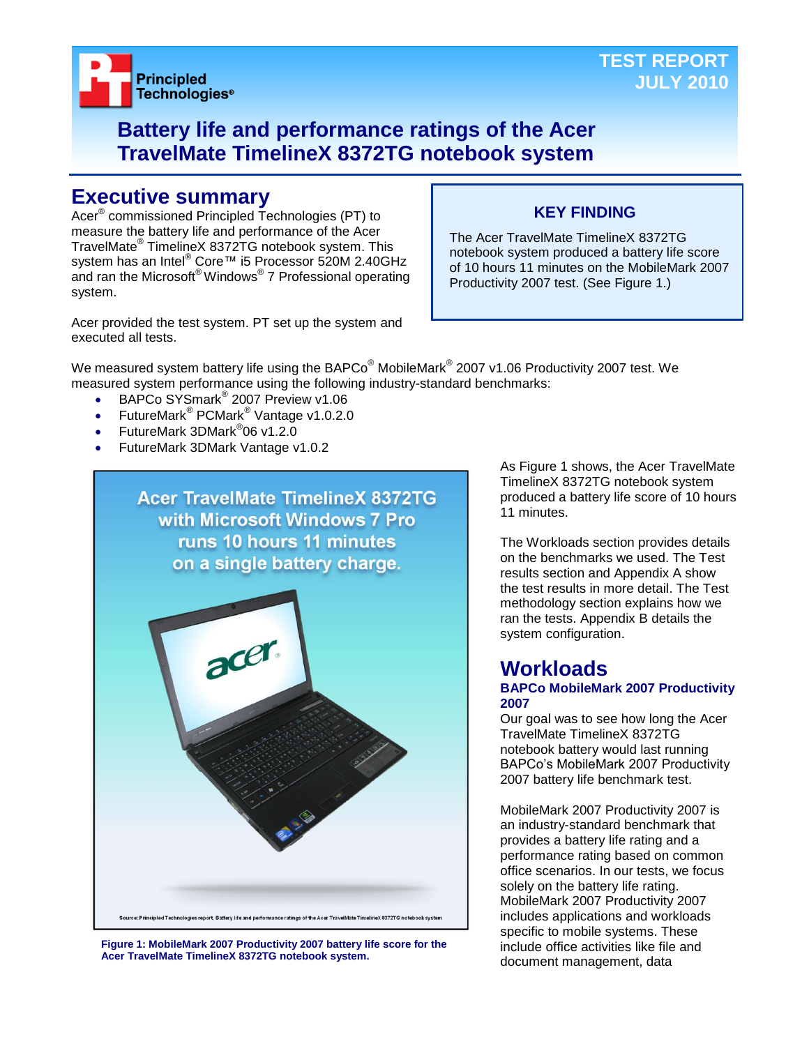TEST REPORT
JULY 2010

# Battery life and performance ratings of the Acer TravelMate TimelineX 8372TG notebook system

## Executive summary

Acer® commissioned Principled Technologies (PT) to measure the battery life and performance of the Acer TravelMate® TimelineX 8372TG notebook system. This system has an Intel® Core™ i5 Processor 520M 2.40GHz and ran the Microsoft® Windows® 7 Professional operating system.

Acer provided the test system. PT set up the system and executed all tests.

**KEY FINDING**

The Acer TravelMate TimelineX 8372TG notebook system produced a battery life score of 10 hours 11 minutes on the MobileMark 2007 Productivity 2007 test. (See Figure 1.)

We measured system battery life using the BAPCo® MobileMark® 2007 v1.06 Productivity 2007 test. We measured system performance using the following industry-standard benchmarks:

- BAPCo SYSmark® 2007 Preview v1.06
- FutureMark® PCMark® Vantage v1.0.2.0
- FutureMark 3DMark®06 v1.2.0
- FutureMark 3DMark Vantage v1.0.2

Acer TravelMate TimelineX 8372TG with Microsoft Windows 7 Pro runs 10 hours 11 minutes on a single battery charge.

Source: Principled Technologies report, Battery life and performance ratings of the Acer TravelMate TimelineX 8372TG notebook system

**Figure 1: MobileMark 2007 Productivity 2007 battery life score for the Acer TravelMate TimelineX 8372TG notebook system.**

As Figure 1 shows, the Acer TravelMate TimelineX 8372TG notebook system produced a battery life score of 10 hours 11 minutes.

The Workloads section provides details on the benchmarks we used. The Test results section and Appendix A show the test results in more detail. The Test methodology section explains how we ran the tests. Appendix B details the system configuration.

## Workloads

### BAPCo MobileMark 2007 Productivity 2007

Our goal was to see how long the Acer TravelMate TimelineX 8372TG notebook battery would last running BAPCo's MobileMark 2007 Productivity 2007 battery life benchmark test.

MobileMark 2007 Productivity 2007 is an industry-standard benchmark that provides a battery life rating and a performance rating based on common office scenarios. In our tests, we focus solely on the battery life rating. MobileMark 2007 Productivity 2007 includes applications and workloads specific to mobile systems. These include office activities like file and document management, data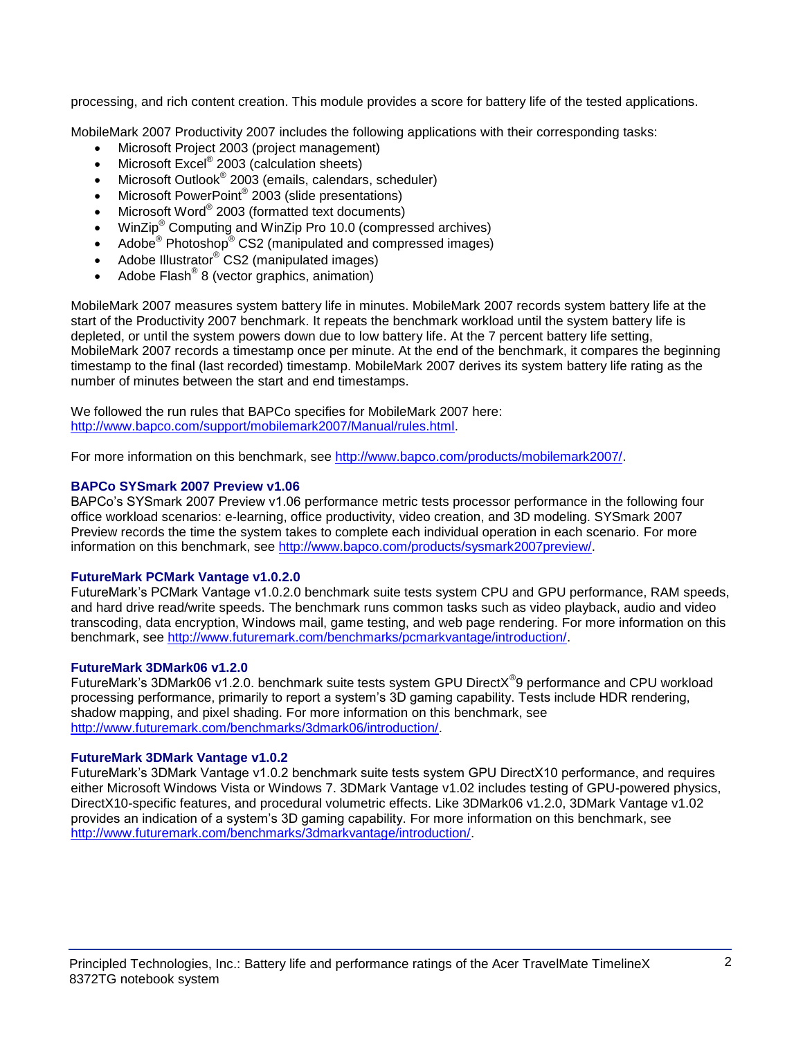processing, and rich content creation. This module provides a score for battery life of the tested applications.

MobileMark 2007 Productivity 2007 includes the following applications with their corresponding tasks:

- Microsoft Project 2003 (project management)
- Microsoft Excel® 2003 (calculation sheets)
- Microsoft Outlook® 2003 (emails, calendars, scheduler)
- Microsoft PowerPoint® 2003 (slide presentations)
- Microsoft Word® 2003 (formatted text documents)
- WinZip® Computing and WinZip Pro 10.0 (compressed archives)
- Adobe® Photoshop® CS2 (manipulated and compressed images)
- Adobe Illustrator® CS2 (manipulated images)
- Adobe Flash® 8 (vector graphics, animation)

MobileMark 2007 measures system battery life in minutes. MobileMark 2007 records system battery life at the start of the Productivity 2007 benchmark. It repeats the benchmark workload until the system battery life is depleted, or until the system powers down due to low battery life. At the 7 percent battery life setting, MobileMark 2007 records a timestamp once per minute. At the end of the benchmark, it compares the beginning timestamp to the final (last recorded) timestamp. MobileMark 2007 derives its system battery life rating as the number of minutes between the start and end timestamps.

We followed the run rules that BAPCo specifies for MobileMark 2007 here: http://www.bapco.com/support/mobilemark2007/Manual/rules.html.

For more information on this benchmark, see http://www.bapco.com/products/mobilemark2007/.

### BAPCo SYSmark 2007 Preview v1.06

BAPCo's SYSmark 2007 Preview v1.06 performance metric tests processor performance in the following four office workload scenarios: e-learning, office productivity, video creation, and 3D modeling. SYSmark 2007 Preview records the time the system takes to complete each individual operation in each scenario. For more information on this benchmark, see http://www.bapco.com/products/sysmark2007preview/.

### FutureMark PCMark Vantage v1.0.2.0

FutureMark's PCMark Vantage v1.0.2.0 benchmark suite tests system CPU and GPU performance, RAM speeds, and hard drive read/write speeds. The benchmark runs common tasks such as video playback, audio and video transcoding, data encryption, Windows mail, game testing, and web page rendering. For more information on this benchmark, see http://www.futuremark.com/benchmarks/pcmarkvantage/introduction/.

### FutureMark 3DMark06 v1.2.0

FutureMark's 3DMark06 v1.2.0. benchmark suite tests system GPU DirectX®9 performance and CPU workload processing performance, primarily to report a system's 3D gaming capability. Tests include HDR rendering, shadow mapping, and pixel shading. For more information on this benchmark, see http://www.futuremark.com/benchmarks/3dmark06/introduction/.

### FutureMark 3DMark Vantage v1.0.2

FutureMark's 3DMark Vantage v1.0.2 benchmark suite tests system GPU DirectX10 performance, and requires either Microsoft Windows Vista or Windows 7. 3DMark Vantage v1.02 includes testing of GPU-powered physics, DirectX10-specific features, and procedural volumetric effects. Like 3DMark06 v1.2.0, 3DMark Vantage v1.02 provides an indication of a system's 3D gaming capability. For more information on this benchmark, see http://www.futuremark.com/benchmarks/3dmarkvantage/introduction/.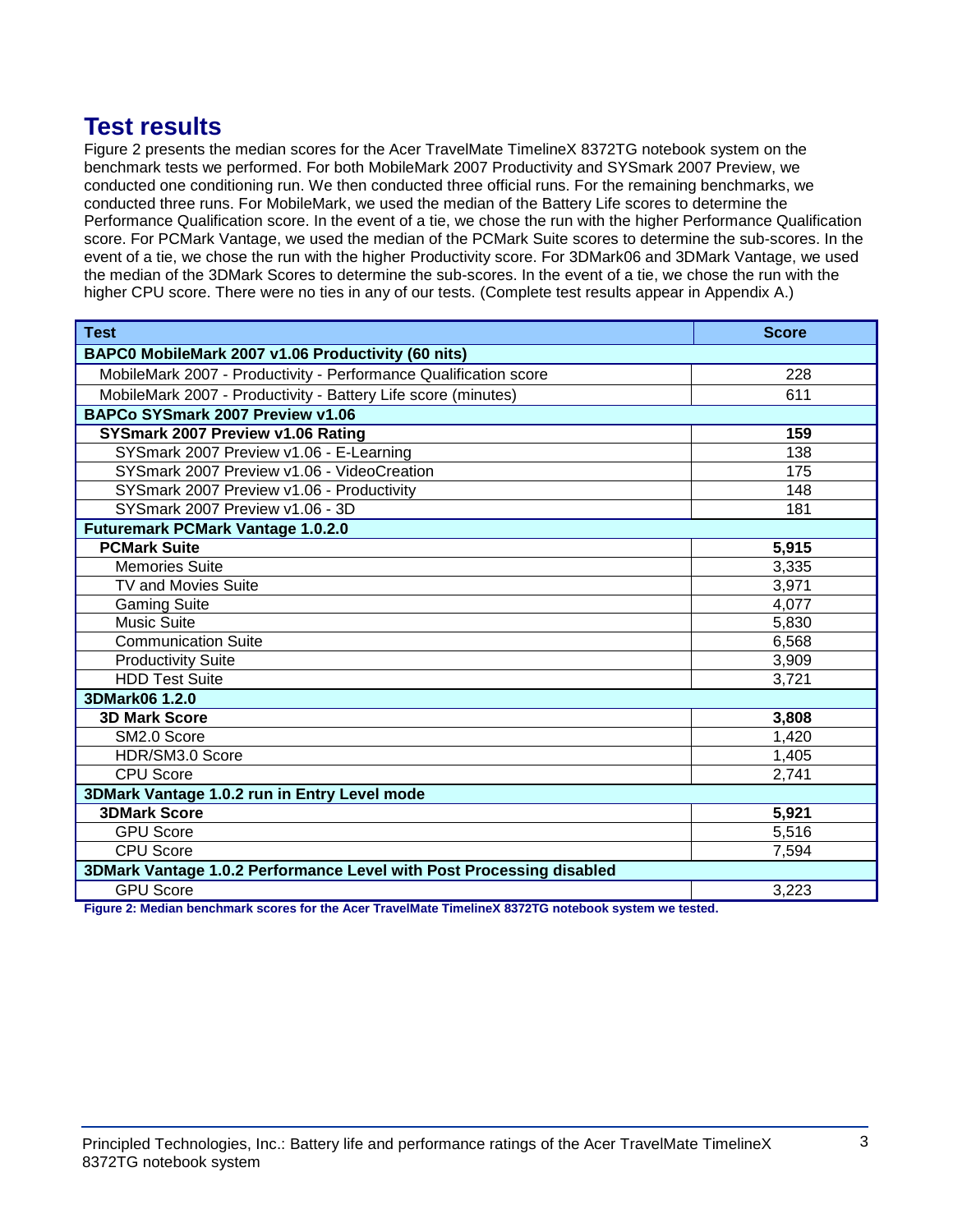## Test results

Figure 2 presents the median scores for the Acer TravelMate TimelineX 8372TG notebook system on the benchmark tests we performed. For both MobileMark 2007 Productivity and SYSmark 2007 Preview, we conducted one conditioning run. We then conducted three official runs. For the remaining benchmarks, we conducted three runs. For MobileMark, we used the median of the Battery Life scores to determine the Performance Qualification score. In the event of a tie, we chose the run with the higher Performance Qualification score. For PCMark Vantage, we used the median of the PCMark Suite scores to determine the sub-scores. In the event of a tie, we chose the run with the higher Productivity score. For 3DMark06 and 3DMark Vantage, we used the median of the 3DMark Scores to determine the sub-scores. In the event of a tie, we chose the run with the higher CPU score. There were no ties in any of our tests. (Complete test results appear in Appendix A.)

| Test | Score |
|---|---|
| **BAPC0 MobileMark 2007 v1.06 Productivity (60 nits)** | |
| MobileMark 2007 - Productivity - Performance Qualification score | 228 |
| MobileMark 2007 - Productivity - Battery Life score (minutes) | 611 |
| **BAPCo SYSmark 2007 Preview v1.06** | |
| **SYSmark 2007 Preview v1.06 Rating** | **159** |
| SYSmark 2007 Preview v1.06 - E-Learning | 138 |
| SYSmark 2007 Preview v1.06 - VideoCreation | 175 |
| SYSmark 2007 Preview v1.06 - Productivity | 148 |
| SYSmark 2007 Preview v1.06 - 3D | 181 |
| **Futuremark PCMark Vantage 1.0.2.0** | |
| **PCMark Suite** | **5,915** |
| Memories Suite | 3,335 |
| TV and Movies Suite | 3,971 |
| Gaming Suite | 4,077 |
| Music Suite | 5,830 |
| Communication Suite | 6,568 |
| Productivity Suite | 3,909 |
| HDD Test Suite | 3,721 |
| **3DMark06 1.2.0** | |
| **3D Mark Score** | **3,808** |
| SM2.0 Score | 1,420 |
| HDR/SM3.0 Score | 1,405 |
| CPU Score | 2,741 |
| **3DMark Vantage 1.0.2 run in Entry Level mode** | |
| **3DMark Score** | **5,921** |
| GPU Score | 5,516 |
| CPU Score | 7,594 |
| **3DMark Vantage 1.0.2 Performance Level with Post Processing disabled** | |
| GPU Score | 3,223 |

**Figure 2: Median benchmark scores for the Acer TravelMate TimelineX 8372TG notebook system we tested.**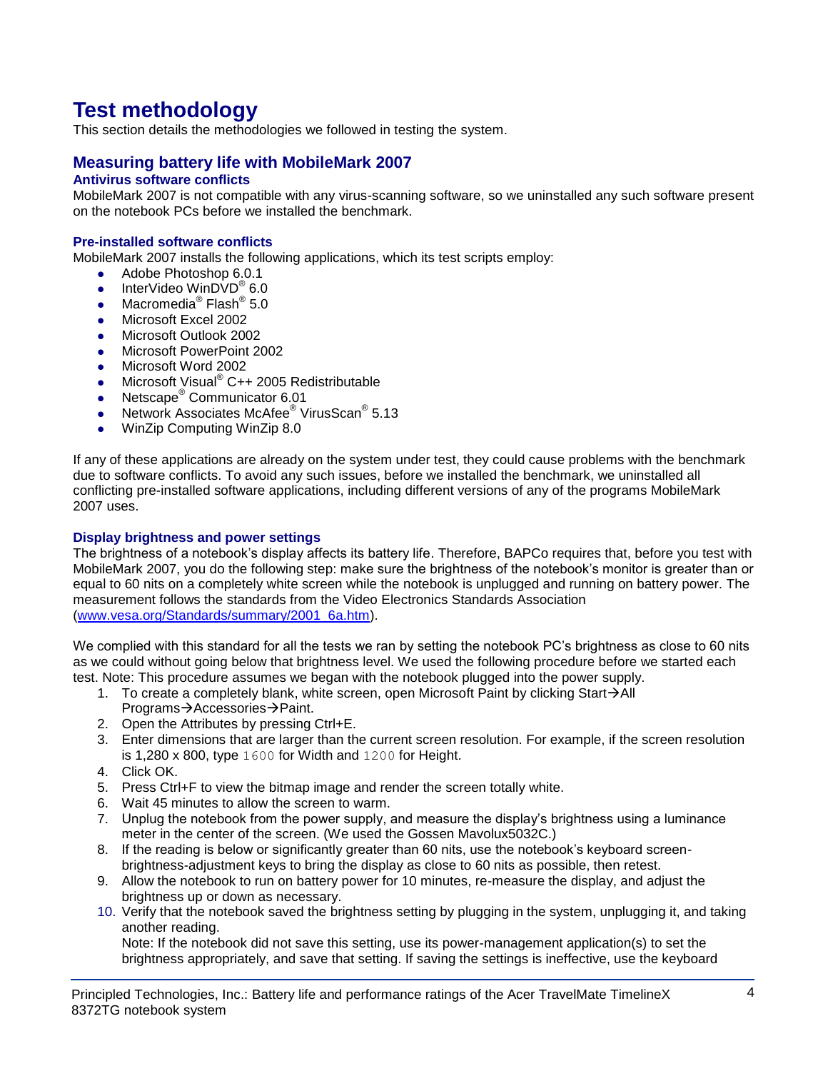# Test methodology

This section details the methodologies we followed in testing the system.

## Measuring battery life with MobileMark 2007

### Antivirus software conflicts

MobileMark 2007 is not compatible with any virus-scanning software, so we uninstalled any such software present on the notebook PCs before we installed the benchmark.

### Pre-installed software conflicts

MobileMark 2007 installs the following applications, which its test scripts employ:

- Adobe Photoshop 6.0.1
- InterVideo WinDVD® 6.0
- Macromedia® Flash® 5.0
- Microsoft Excel 2002
- Microsoft Outlook 2002
- Microsoft PowerPoint 2002
- Microsoft Word 2002
- Microsoft Visual® C++ 2005 Redistributable
- Netscape® Communicator 6.01
- Network Associates McAfee® VirusScan® 5.13
- WinZip Computing WinZip 8.0

If any of these applications are already on the system under test, they could cause problems with the benchmark due to software conflicts. To avoid any such issues, before we installed the benchmark, we uninstalled all conflicting pre-installed software applications, including different versions of any of the programs MobileMark 2007 uses.

### Display brightness and power settings

The brightness of a notebook's display affects its battery life. Therefore, BAPCo requires that, before you test with MobileMark 2007, you do the following step: make sure the brightness of the notebook's monitor is greater than or equal to 60 nits on a completely white screen while the notebook is unplugged and running on battery power. The measurement follows the standards from the Video Electronics Standards Association (www.vesa.org/Standards/summary/2001_6a.htm).

We complied with this standard for all the tests we ran by setting the notebook PC's brightness as close to 60 nits as we could without going below that brightness level. We used the following procedure before we started each test. Note: This procedure assumes we began with the notebook plugged into the power supply.

1. To create a completely blank, white screen, open Microsoft Paint by clicking Start→All Programs→Accessories→Paint.
2. Open the Attributes by pressing Ctrl+E.
3. Enter dimensions that are larger than the current screen resolution. For example, if the screen resolution is 1,280 x 800, type `1600` for Width and `1200` for Height.
4. Click OK.
5. Press Ctrl+F to view the bitmap image and render the screen totally white.
6. Wait 45 minutes to allow the screen to warm.
7. Unplug the notebook from the power supply, and measure the display's brightness using a luminance meter in the center of the screen. (We used the Gossen Mavolux5032C.)
8. If the reading is below or significantly greater than 60 nits, use the notebook's keyboard screen-brightness-adjustment keys to bring the display as close to 60 nits as possible, then retest.
9. Allow the notebook to run on battery power for 10 minutes, re-measure the display, and adjust the brightness up or down as necessary.
10. Verify that the notebook saved the brightness setting by plugging in the system, unplugging it, and taking another reading.
    Note: If the notebook did not save this setting, use its power-management application(s) to set the brightness appropriately, and save that setting. If saving the settings is ineffective, use the keyboard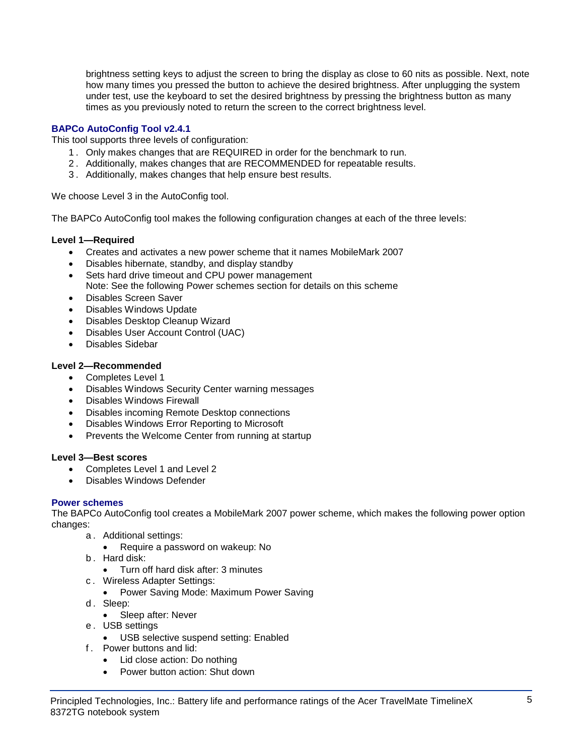brightness setting keys to adjust the screen to bring the display as close to 60 nits as possible. Next, note how many times you pressed the button to achieve the desired brightness. After unplugging the system under test, use the keyboard to set the desired brightness by pressing the brightness button as many times as you previously noted to return the screen to the correct brightness level.

### BAPCo AutoConfig Tool v2.4.1

This tool supports three levels of configuration:

1. Only makes changes that are REQUIRED in order for the benchmark to run.
2. Additionally, makes changes that are RECOMMENDED for repeatable results.
3. Additionally, makes changes that help ensure best results.

We choose Level 3 in the AutoConfig tool.

The BAPCo AutoConfig tool makes the following configuration changes at each of the three levels:

**Level 1—Required**

- Creates and activates a new power scheme that it names MobileMark 2007
- Disables hibernate, standby, and display standby
- Sets hard drive timeout and CPU power management
  Note: See the following Power schemes section for details on this scheme
- Disables Screen Saver
- Disables Windows Update
- Disables Desktop Cleanup Wizard
- Disables User Account Control (UAC)
- Disables Sidebar

**Level 2—Recommended**

- Completes Level 1
- Disables Windows Security Center warning messages
- Disables Windows Firewall
- Disables incoming Remote Desktop connections
- Disables Windows Error Reporting to Microsoft
- Prevents the Welcome Center from running at startup

**Level 3—Best scores**

- Completes Level 1 and Level 2
- Disables Windows Defender

### Power schemes

The BAPCo AutoConfig tool creates a MobileMark 2007 power scheme, which makes the following power option changes:

a. Additional settings:
   - Require a password on wakeup: No
b. Hard disk:
   - Turn off hard disk after: 3 minutes
c. Wireless Adapter Settings:
   - Power Saving Mode: Maximum Power Saving
d. Sleep:
   - Sleep after: Never
e. USB settings
   - USB selective suspend setting: Enabled
f. Power buttons and lid:
   - Lid close action: Do nothing
   - Power button action: Shut down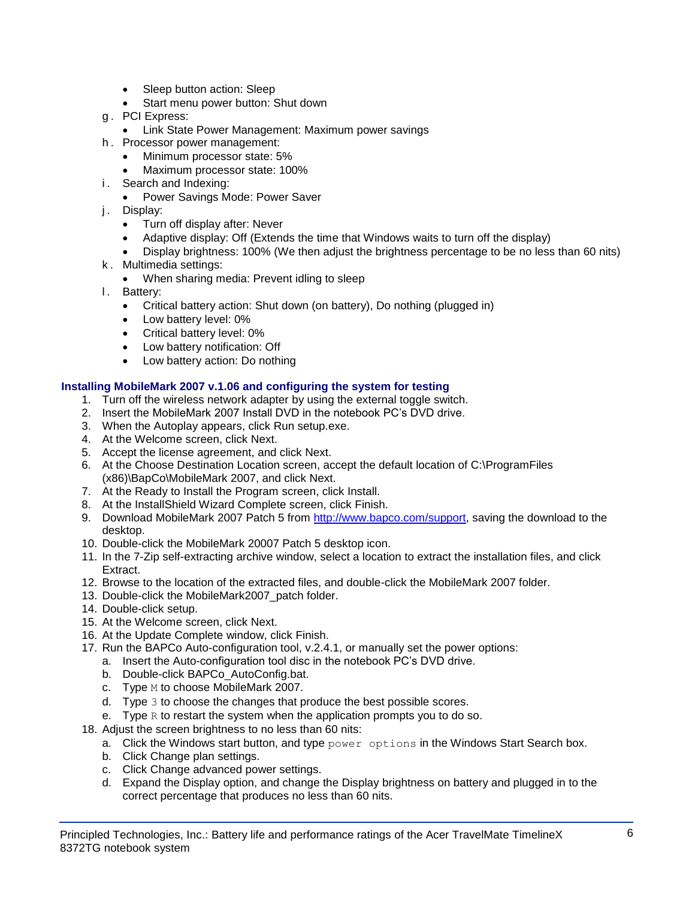- Sleep button action: Sleep
- Start menu power button: Shut down

g. PCI Express:
   - Link State Power Management: Maximum power savings

h. Processor power management:
   - Minimum processor state: 5%
   - Maximum processor state: 100%

i. Search and Indexing:
   - Power Savings Mode: Power Saver

j. Display:
   - Turn off display after: Never
   - Adaptive display: Off (Extends the time that Windows waits to turn off the display)
   - Display brightness: 100% (We then adjust the brightness percentage to be no less than 60 nits)

k. Multimedia settings:
   - When sharing media: Prevent idling to sleep

l. Battery:
   - Critical battery action: Shut down (on battery), Do nothing (plugged in)
   - Low battery level: 0%
   - Critical battery level: 0%
   - Low battery notification: Off
   - Low battery action: Do nothing

### Installing MobileMark 2007 v.1.06 and configuring the system for testing

1. Turn off the wireless network adapter by using the external toggle switch.
2. Insert the MobileMark 2007 Install DVD in the notebook PC's DVD drive.
3. When the Autoplay appears, click Run setup.exe.
4. At the Welcome screen, click Next.
5. Accept the license agreement, and click Next.
6. At the Choose Destination Location screen, accept the default location of C:\ProgramFiles (x86)\BapCo\MobileMark 2007, and click Next.
7. At the Ready to Install the Program screen, click Install.
8. At the InstallShield Wizard Complete screen, click Finish.
9. Download MobileMark 2007 Patch 5 from http://www.bapco.com/support, saving the download to the desktop.
10. Double-click the MobileMark 20007 Patch 5 desktop icon.
11. In the 7-Zip self-extracting archive window, select a location to extract the installation files, and click Extract.
12. Browse to the location of the extracted files, and double-click the MobileMark 2007 folder.
13. Double-click the MobileMark2007_patch folder.
14. Double-click setup.
15. At the Welcome screen, click Next.
16. At the Update Complete window, click Finish.
17. Run the BAPCo Auto-configuration tool, v.2.4.1, or manually set the power options:
    a. Insert the Auto-configuration tool disc in the notebook PC's DVD drive.
    b. Double-click BAPCo_AutoConfig.bat.
    c. Type `M` to choose MobileMark 2007.
    d. Type `3` to choose the changes that produce the best possible scores.
    e. Type `R` to restart the system when the application prompts you to do so.
18. Adjust the screen brightness to no less than 60 nits:
    a. Click the Windows start button, and type `power options` in the Windows Start Search box.
    b. Click Change plan settings.
    c. Click Change advanced power settings.
    d. Expand the Display option, and change the Display brightness on battery and plugged in to the correct percentage that produces no less than 60 nits.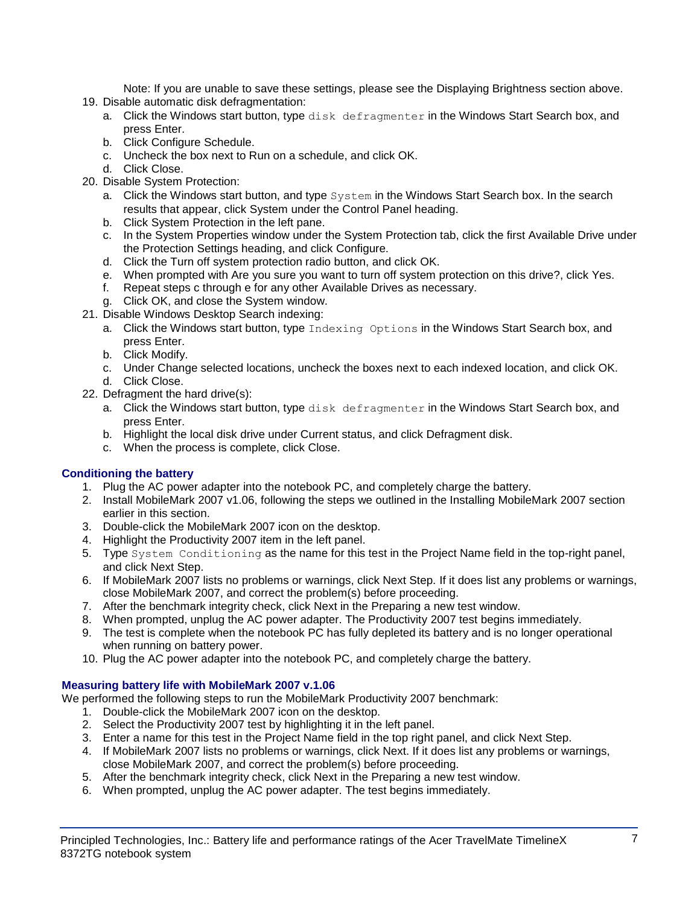Note: If you are unable to save these settings, please see the Displaying Brightness section above.

19. Disable automatic disk defragmentation:
    a. Click the Windows start button, type `disk defragmenter` in the Windows Start Search box, and press Enter.
    b. Click Configure Schedule.
    c. Uncheck the box next to Run on a schedule, and click OK.
    d. Click Close.
20. Disable System Protection:
    a. Click the Windows start button, and type `System` in the Windows Start Search box. In the search results that appear, click System under the Control Panel heading.
    b. Click System Protection in the left pane.
    c. In the System Properties window under the System Protection tab, click the first Available Drive under the Protection Settings heading, and click Configure.
    d. Click the Turn off system protection radio button, and click OK.
    e. When prompted with Are you sure you want to turn off system protection on this drive?, click Yes.
    f. Repeat steps c through e for any other Available Drives as necessary.
    g. Click OK, and close the System window.
21. Disable Windows Desktop Search indexing:
    a. Click the Windows start button, type `Indexing Options` in the Windows Start Search box, and press Enter.
    b. Click Modify.
    c. Under Change selected locations, uncheck the boxes next to each indexed location, and click OK.
    d. Click Close.
22. Defragment the hard drive(s):
    a. Click the Windows start button, type `disk defragmenter` in the Windows Start Search box, and press Enter.
    b. Highlight the local disk drive under Current status, and click Defragment disk.
    c. When the process is complete, click Close.

### Conditioning the battery

1. Plug the AC power adapter into the notebook PC, and completely charge the battery.
2. Install MobileMark 2007 v1.06, following the steps we outlined in the Installing MobileMark 2007 section earlier in this section.
3. Double-click the MobileMark 2007 icon on the desktop.
4. Highlight the Productivity 2007 item in the left panel.
5. Type `System Conditioning` as the name for this test in the Project Name field in the top-right panel, and click Next Step.
6. If MobileMark 2007 lists no problems or warnings, click Next Step. If it does list any problems or warnings, close MobileMark 2007, and correct the problem(s) before proceeding.
7. After the benchmark integrity check, click Next in the Preparing a new test window.
8. When prompted, unplug the AC power adapter. The Productivity 2007 test begins immediately.
9. The test is complete when the notebook PC has fully depleted its battery and is no longer operational when running on battery power.
10. Plug the AC power adapter into the notebook PC, and completely charge the battery.

### Measuring battery life with MobileMark 2007 v.1.06

We performed the following steps to run the MobileMark Productivity 2007 benchmark:

1. Double-click the MobileMark 2007 icon on the desktop.
2. Select the Productivity 2007 test by highlighting it in the left panel.
3. Enter a name for this test in the Project Name field in the top right panel, and click Next Step.
4. If MobileMark 2007 lists no problems or warnings, click Next. If it does list any problems or warnings, close MobileMark 2007, and correct the problem(s) before proceeding.
5. After the benchmark integrity check, click Next in the Preparing a new test window.
6. When prompted, unplug the AC power adapter. The test begins immediately.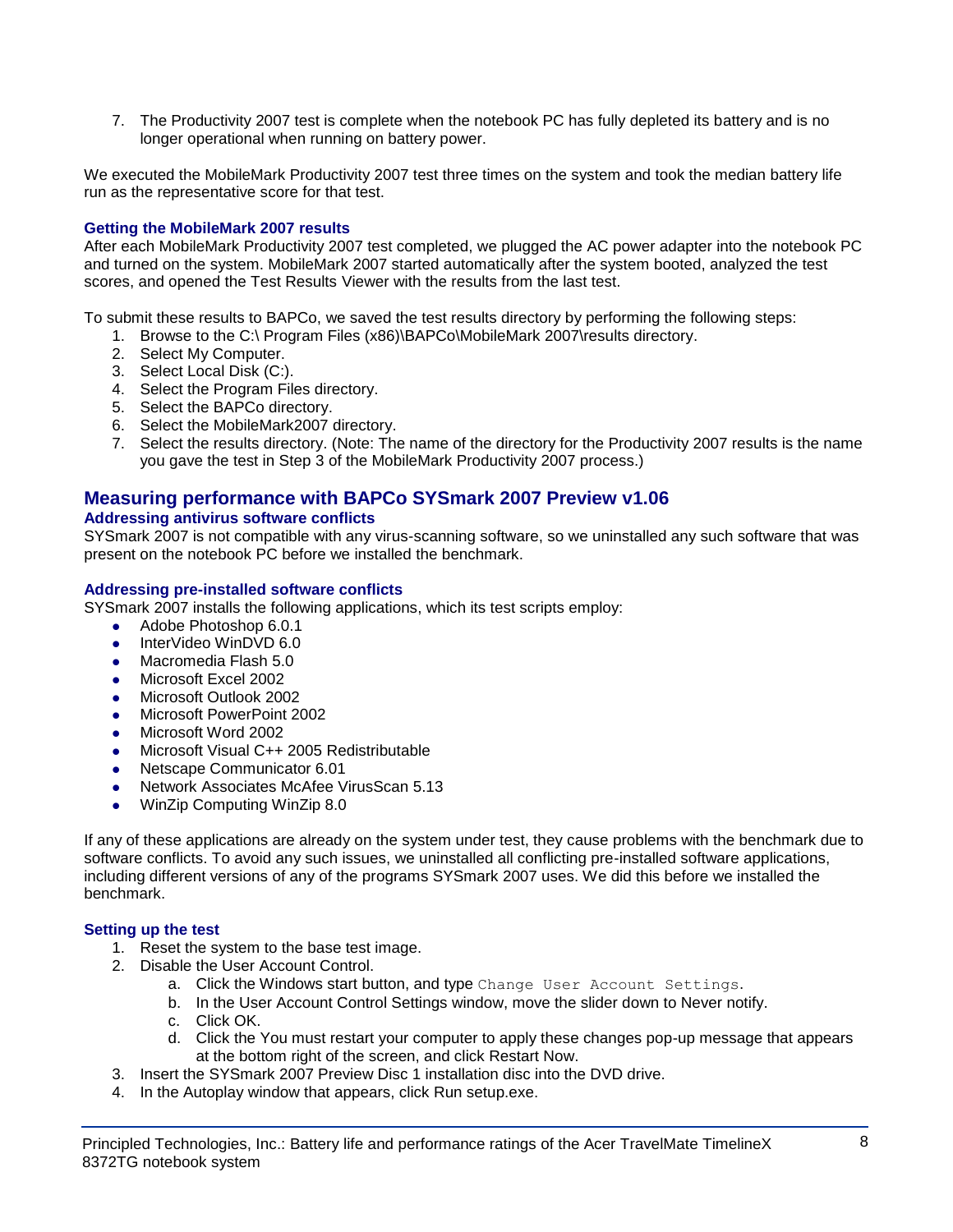7. The Productivity 2007 test is complete when the notebook PC has fully depleted its battery and is no longer operational when running on battery power.

We executed the MobileMark Productivity 2007 test three times on the system and took the median battery life run as the representative score for that test.

### Getting the MobileMark 2007 results

After each MobileMark Productivity 2007 test completed, we plugged the AC power adapter into the notebook PC and turned on the system. MobileMark 2007 started automatically after the system booted, analyzed the test scores, and opened the Test Results Viewer with the results from the last test.

To submit these results to BAPCo, we saved the test results directory by performing the following steps:

1. Browse to the C:\ Program Files (x86)\BAPCo\MobileMark 2007\results directory.
2. Select My Computer.
3. Select Local Disk (C:).
4. Select the Program Files directory.
5. Select the BAPCo directory.
6. Select the MobileMark2007 directory.
7. Select the results directory. (Note: The name of the directory for the Productivity 2007 results is the name you gave the test in Step 3 of the MobileMark Productivity 2007 process.)

## Measuring performance with BAPCo SYSmark 2007 Preview v1.06

### Addressing antivirus software conflicts

SYSmark 2007 is not compatible with any virus-scanning software, so we uninstalled any such software that was present on the notebook PC before we installed the benchmark.

### Addressing pre-installed software conflicts

SYSmark 2007 installs the following applications, which its test scripts employ:

- Adobe Photoshop 6.0.1
- InterVideo WinDVD 6.0
- Macromedia Flash 5.0
- Microsoft Excel 2002
- Microsoft Outlook 2002
- Microsoft PowerPoint 2002
- Microsoft Word 2002
- Microsoft Visual C++ 2005 Redistributable
- Netscape Communicator 6.01
- Network Associates McAfee VirusScan 5.13
- WinZip Computing WinZip 8.0

If any of these applications are already on the system under test, they cause problems with the benchmark due to software conflicts. To avoid any such issues, we uninstalled all conflicting pre-installed software applications, including different versions of any of the programs SYSmark 2007 uses. We did this before we installed the benchmark.

### Setting up the test

1. Reset the system to the base test image.
2. Disable the User Account Control.
    a. Click the Windows start button, and type `Change User Account Settings`.
    b. In the User Account Control Settings window, move the slider down to Never notify.
    c. Click OK.
    d. Click the You must restart your computer to apply these changes pop-up message that appears at the bottom right of the screen, and click Restart Now.
3. Insert the SYSmark 2007 Preview Disc 1 installation disc into the DVD drive.
4. In the Autoplay window that appears, click Run setup.exe.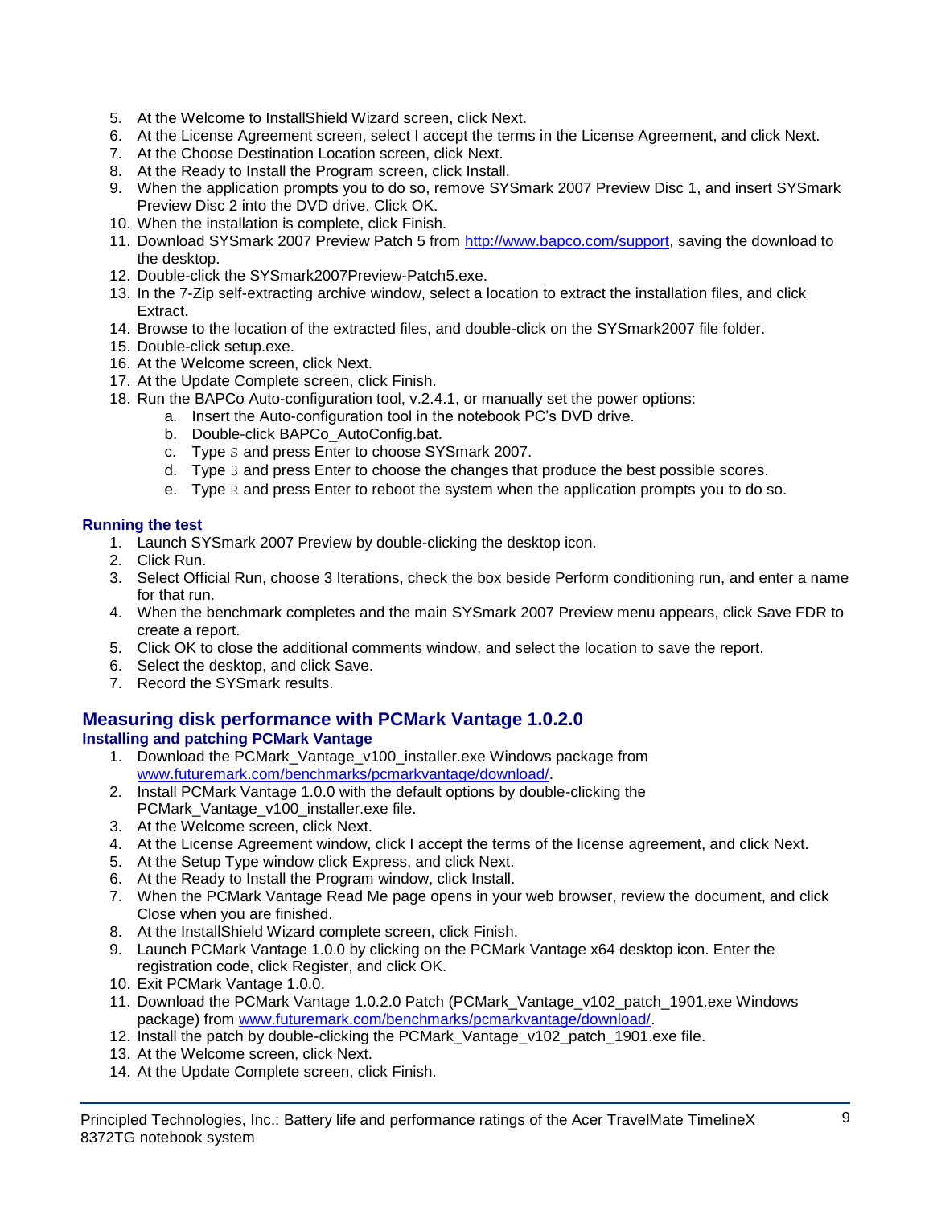5. At the Welcome to InstallShield Wizard screen, click Next.
6. At the License Agreement screen, select I accept the terms in the License Agreement, and click Next.
7. At the Choose Destination Location screen, click Next.
8. At the Ready to Install the Program screen, click Install.
9. When the application prompts you to do so, remove SYSmark 2007 Preview Disc 1, and insert SYSmark Preview Disc 2 into the DVD drive. Click OK.
10. When the installation is complete, click Finish.
11. Download SYSmark 2007 Preview Patch 5 from http://www.bapco.com/support, saving the download to the desktop.
12. Double-click the SYSmark2007Preview-Patch5.exe.
13. In the 7-Zip self-extracting archive window, select a location to extract the installation files, and click Extract.
14. Browse to the location of the extracted files, and double-click on the SYSmark2007 file folder.
15. Double-click setup.exe.
16. At the Welcome screen, click Next.
17. At the Update Complete screen, click Finish.
18. Run the BAPCo Auto-configuration tool, v.2.4.1, or manually set the power options:
    a. Insert the Auto-configuration tool in the notebook PC's DVD drive.
    b. Double-click BAPCo_AutoConfig.bat.
    c. Type `S` and press Enter to choose SYSmark 2007.
    d. Type `3` and press Enter to choose the changes that produce the best possible scores.
    e. Type `R` and press Enter to reboot the system when the application prompts you to do so.

### Running the test

1. Launch SYSmark 2007 Preview by double-clicking the desktop icon.
2. Click Run.
3. Select Official Run, choose 3 Iterations, check the box beside Perform conditioning run, and enter a name for that run.
4. When the benchmark completes and the main SYSmark 2007 Preview menu appears, click Save FDR to create a report.
5. Click OK to close the additional comments window, and select the location to save the report.
6. Select the desktop, and click Save.
7. Record the SYSmark results.

## Measuring disk performance with PCMark Vantage 1.0.2.0

### Installing and patching PCMark Vantage

1. Download the PCMark_Vantage_v100_installer.exe Windows package from www.futuremark.com/benchmarks/pcmarkvantage/download/.
2. Install PCMark Vantage 1.0.0 with the default options by double-clicking the PCMark_Vantage_v100_installer.exe file.
3. At the Welcome screen, click Next.
4. At the License Agreement window, click I accept the terms of the license agreement, and click Next.
5. At the Setup Type window click Express, and click Next.
6. At the Ready to Install the Program window, click Install.
7. When the PCMark Vantage Read Me page opens in your web browser, review the document, and click Close when you are finished.
8. At the InstallShield Wizard complete screen, click Finish.
9. Launch PCMark Vantage 1.0.0 by clicking on the PCMark Vantage x64 desktop icon. Enter the registration code, click Register, and click OK.
10. Exit PCMark Vantage 1.0.0.
11. Download the PCMark Vantage 1.0.2.0 Patch (PCMark_Vantage_v102_patch_1901.exe Windows package) from www.futuremark.com/benchmarks/pcmarkvantage/download/.
12. Install the patch by double-clicking the PCMark_Vantage_v102_patch_1901.exe file.
13. At the Welcome screen, click Next.
14. At the Update Complete screen, click Finish.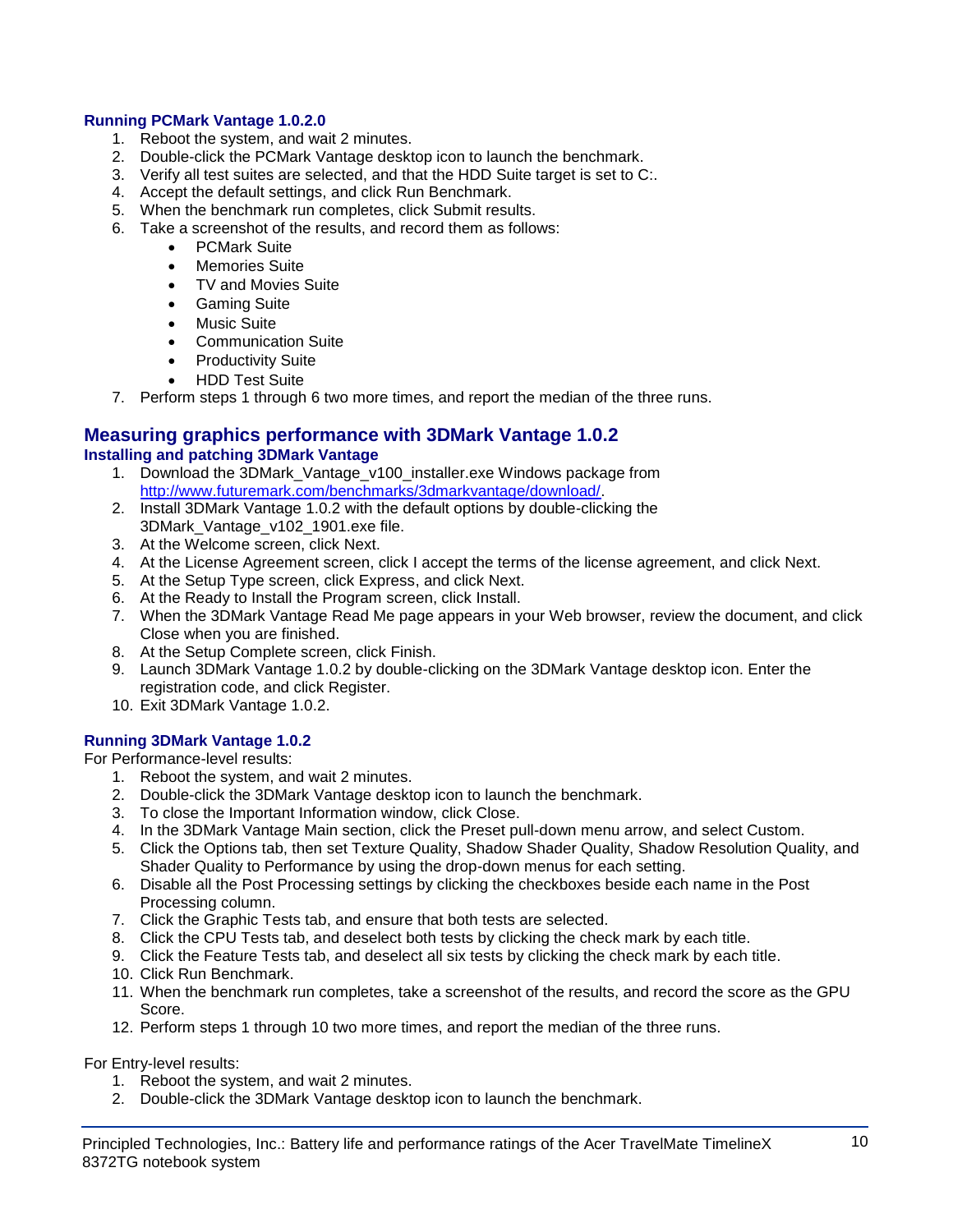### Running PCMark Vantage 1.0.2.0

1. Reboot the system, and wait 2 minutes.
2. Double-click the PCMark Vantage desktop icon to launch the benchmark.
3. Verify all test suites are selected, and that the HDD Suite target is set to C:.
4. Accept the default settings, and click Run Benchmark.
5. When the benchmark run completes, click Submit results.
6. Take a screenshot of the results, and record them as follows:
   - PCMark Suite
   - Memories Suite
   - TV and Movies Suite
   - Gaming Suite
   - Music Suite
   - Communication Suite
   - Productivity Suite
   - HDD Test Suite
7. Perform steps 1 through 6 two more times, and report the median of the three runs.

## Measuring graphics performance with 3DMark Vantage 1.0.2

### Installing and patching 3DMark Vantage

1. Download the 3DMark_Vantage_v100_installer.exe Windows package from http://www.futuremark.com/benchmarks/3dmarkvantage/download/.
2. Install 3DMark Vantage 1.0.2 with the default options by double-clicking the 3DMark_Vantage_v102_1901.exe file.
3. At the Welcome screen, click Next.
4. At the License Agreement screen, click I accept the terms of the license agreement, and click Next.
5. At the Setup Type screen, click Express, and click Next.
6. At the Ready to Install the Program screen, click Install.
7. When the 3DMark Vantage Read Me page appears in your Web browser, review the document, and click Close when you are finished.
8. At the Setup Complete screen, click Finish.
9. Launch 3DMark Vantage 1.0.2 by double-clicking on the 3DMark Vantage desktop icon. Enter the registration code, and click Register.
10. Exit 3DMark Vantage 1.0.2.

### Running 3DMark Vantage 1.0.2

For Performance-level results:

1. Reboot the system, and wait 2 minutes.
2. Double-click the 3DMark Vantage desktop icon to launch the benchmark.
3. To close the Important Information window, click Close.
4. In the 3DMark Vantage Main section, click the Preset pull-down menu arrow, and select Custom.
5. Click the Options tab, then set Texture Quality, Shadow Shader Quality, Shadow Resolution Quality, and Shader Quality to Performance by using the drop-down menus for each setting.
6. Disable all the Post Processing settings by clicking the checkboxes beside each name in the Post Processing column.
7. Click the Graphic Tests tab, and ensure that both tests are selected.
8. Click the CPU Tests tab, and deselect both tests by clicking the check mark by each title.
9. Click the Feature Tests tab, and deselect all six tests by clicking the check mark by each title.
10. Click Run Benchmark.
11. When the benchmark run completes, take a screenshot of the results, and record the score as the GPU Score.
12. Perform steps 1 through 10 two more times, and report the median of the three runs.

For Entry-level results:

1. Reboot the system, and wait 2 minutes.
2. Double-click the 3DMark Vantage desktop icon to launch the benchmark.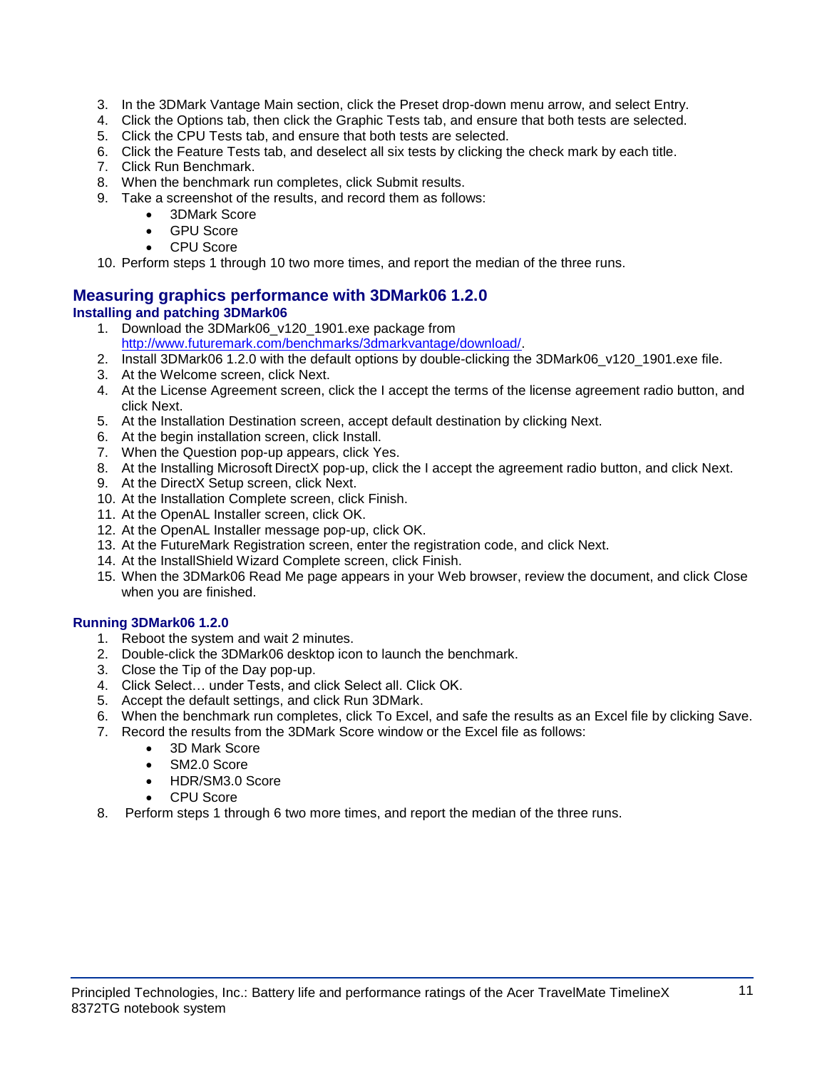3. In the 3DMark Vantage Main section, click the Preset drop-down menu arrow, and select Entry.
4. Click the Options tab, then click the Graphic Tests tab, and ensure that both tests are selected.
5. Click the CPU Tests tab, and ensure that both tests are selected.
6. Click the Feature Tests tab, and deselect all six tests by clicking the check mark by each title.
7. Click Run Benchmark.
8. When the benchmark run completes, click Submit results.
9. Take a screenshot of the results, and record them as follows:
    - 3DMark Score
    - GPU Score
    - CPU Score
10. Perform steps 1 through 10 two more times, and report the median of the three runs.

## Measuring graphics performance with 3DMark06 1.2.0

### Installing and patching 3DMark06

1. Download the 3DMark06_v120_1901.exe package from http://www.futuremark.com/benchmarks/3dmarkvantage/download/.
2. Install 3DMark06 1.2.0 with the default options by double-clicking the 3DMark06_v120_1901.exe file.
3. At the Welcome screen, click Next.
4. At the License Agreement screen, click the I accept the terms of the license agreement radio button, and click Next.
5. At the Installation Destination screen, accept default destination by clicking Next.
6. At the begin installation screen, click Install.
7. When the Question pop-up appears, click Yes.
8. At the Installing Microsoft DirectX pop-up, click the I accept the agreement radio button, and click Next.
9. At the DirectX Setup screen, click Next.
10. At the Installation Complete screen, click Finish.
11. At the OpenAL Installer screen, click OK.
12. At the OpenAL Installer message pop-up, click OK.
13. At the FutureMark Registration screen, enter the registration code, and click Next.
14. At the InstallShield Wizard Complete screen, click Finish.
15. When the 3DMark06 Read Me page appears in your Web browser, review the document, and click Close when you are finished.

### Running 3DMark06 1.2.0

1. Reboot the system and wait 2 minutes.
2. Double-click the 3DMark06 desktop icon to launch the benchmark.
3. Close the Tip of the Day pop-up.
4. Click Select… under Tests, and click Select all. Click OK.
5. Accept the default settings, and click Run 3DMark.
6. When the benchmark run completes, click To Excel, and safe the results as an Excel file by clicking Save.
7. Record the results from the 3DMark Score window or the Excel file as follows:
    - 3D Mark Score
    - SM2.0 Score
    - HDR/SM3.0 Score
    - CPU Score
8. Perform steps 1 through 6 two more times, and report the median of the three runs.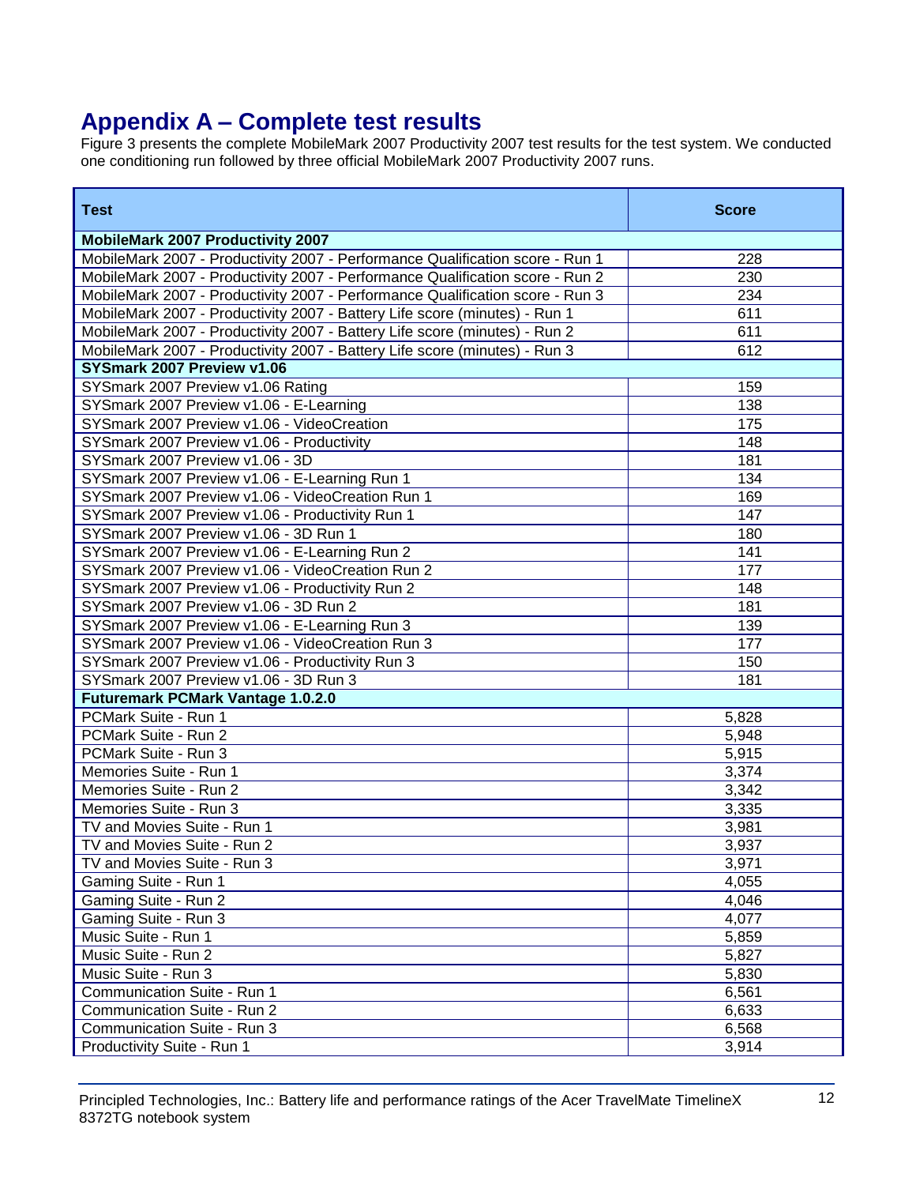# Appendix A – Complete test results

Figure 3 presents the complete MobileMark 2007 Productivity 2007 test results for the test system. We conducted one conditioning run followed by three official MobileMark 2007 Productivity 2007 runs.

| Test | Score |
|---|---|
| **MobileMark 2007 Productivity 2007** | |
| MobileMark 2007 - Productivity 2007 - Performance Qualification score - Run 1 | 228 |
| MobileMark 2007 - Productivity 2007 - Performance Qualification score - Run 2 | 230 |
| MobileMark 2007 - Productivity 2007 - Performance Qualification score - Run 3 | 234 |
| MobileMark 2007 - Productivity 2007 - Battery Life score (minutes) - Run 1 | 611 |
| MobileMark 2007 - Productivity 2007 - Battery Life score (minutes) - Run 2 | 611 |
| MobileMark 2007 - Productivity 2007 - Battery Life score (minutes) - Run 3 | 612 |
| **SYSmark 2007 Preview v1.06** | |
| SYSmark 2007 Preview v1.06 Rating | 159 |
| SYSmark 2007 Preview v1.06 - E-Learning | 138 |
| SYSmark 2007 Preview v1.06 - VideoCreation | 175 |
| SYSmark 2007 Preview v1.06 - Productivity | 148 |
| SYSmark 2007 Preview v1.06 - 3D | 181 |
| SYSmark 2007 Preview v1.06 - E-Learning Run 1 | 134 |
| SYSmark 2007 Preview v1.06 - VideoCreation Run 1 | 169 |
| SYSmark 2007 Preview v1.06 - Productivity Run 1 | 147 |
| SYSmark 2007 Preview v1.06 - 3D Run 1 | 180 |
| SYSmark 2007 Preview v1.06 - E-Learning Run 2 | 141 |
| SYSmark 2007 Preview v1.06 - VideoCreation Run 2 | 177 |
| SYSmark 2007 Preview v1.06 - Productivity Run 2 | 148 |
| SYSmark 2007 Preview v1.06 - 3D Run 2 | 181 |
| SYSmark 2007 Preview v1.06 - E-Learning Run 3 | 139 |
| SYSmark 2007 Preview v1.06 - VideoCreation Run 3 | 177 |
| SYSmark 2007 Preview v1.06 - Productivity Run 3 | 150 |
| SYSmark 2007 Preview v1.06 - 3D Run 3 | 181 |
| **Futuremark PCMark Vantage 1.0.2.0** | |
| PCMark Suite - Run 1 | 5,828 |
| PCMark Suite - Run 2 | 5,948 |
| PCMark Suite - Run 3 | 5,915 |
| Memories Suite - Run 1 | 3,374 |
| Memories Suite - Run 2 | 3,342 |
| Memories Suite - Run 3 | 3,335 |
| TV and Movies Suite - Run 1 | 3,981 |
| TV and Movies Suite - Run 2 | 3,937 |
| TV and Movies Suite - Run 3 | 3,971 |
| Gaming Suite - Run 1 | 4,055 |
| Gaming Suite - Run 2 | 4,046 |
| Gaming Suite - Run 3 | 4,077 |
| Music Suite - Run 1 | 5,859 |
| Music Suite - Run 2 | 5,827 |
| Music Suite - Run 3 | 5,830 |
| Communication Suite - Run 1 | 6,561 |
| Communication Suite - Run 2 | 6,633 |
| Communication Suite - Run 3 | 6,568 |
| Productivity Suite - Run 1 | 3,914 |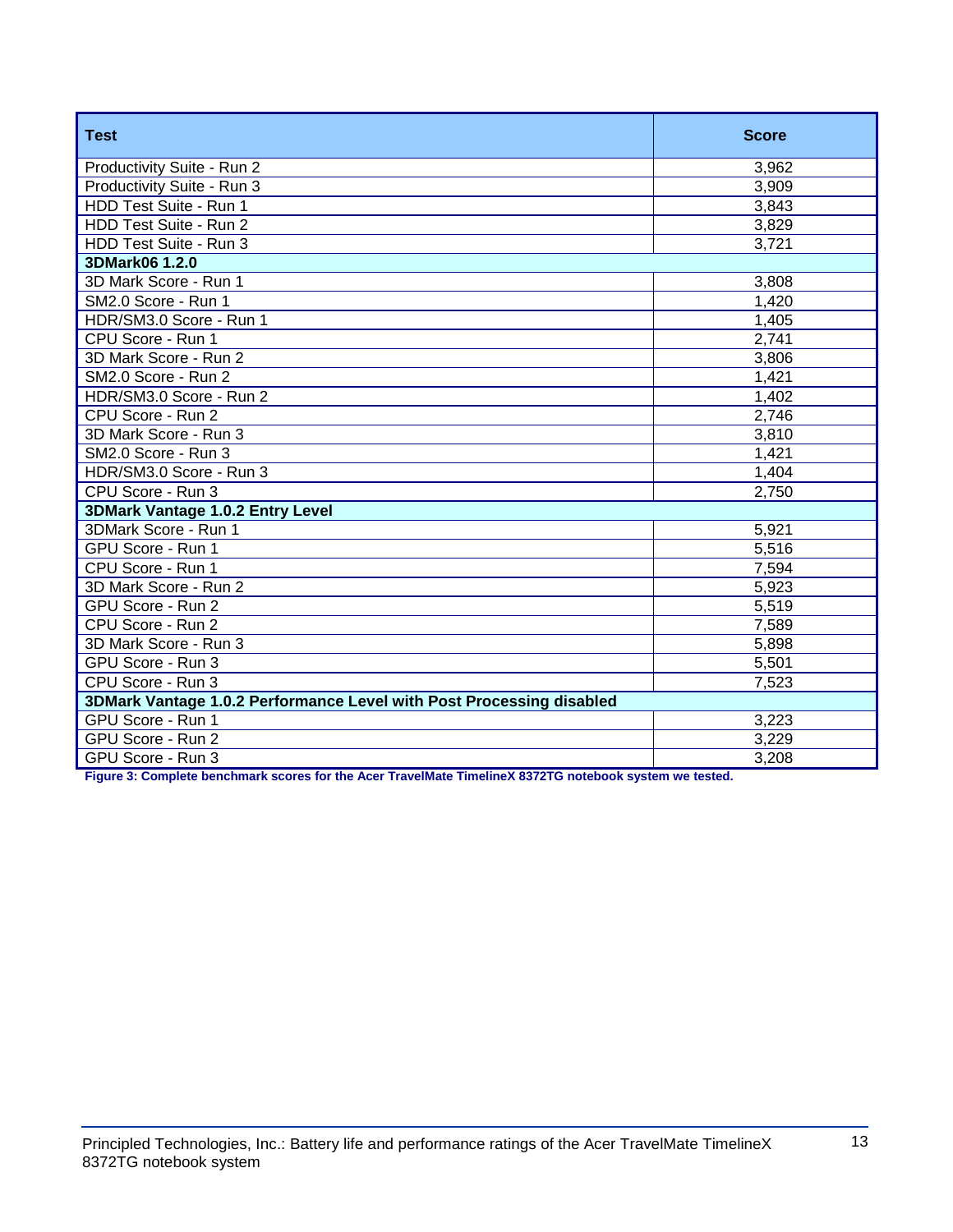| Test | Score |
| --- | --- |
| Productivity Suite - Run 2 | 3,962 |
| Productivity Suite - Run 3 | 3,909 |
| HDD Test Suite - Run 1 | 3,843 |
| HDD Test Suite - Run 2 | 3,829 |
| HDD Test Suite - Run 3 | 3,721 |
| **3DMark06 1.2.0** | |
| 3D Mark Score - Run 1 | 3,808 |
| SM2.0 Score - Run 1 | 1,420 |
| HDR/SM3.0 Score - Run 1 | 1,405 |
| CPU Score - Run 1 | 2,741 |
| 3D Mark Score - Run 2 | 3,806 |
| SM2.0 Score - Run 2 | 1,421 |
| HDR/SM3.0 Score - Run 2 | 1,402 |
| CPU Score - Run 2 | 2,746 |
| 3D Mark Score - Run 3 | 3,810 |
| SM2.0 Score - Run 3 | 1,421 |
| HDR/SM3.0 Score - Run 3 | 1,404 |
| CPU Score - Run 3 | 2,750 |
| **3DMark Vantage 1.0.2 Entry Level** | |
| 3DMark Score - Run 1 | 5,921 |
| GPU Score - Run 1 | 5,516 |
| CPU Score - Run 1 | 7,594 |
| 3D Mark Score - Run 2 | 5,923 |
| GPU Score - Run 2 | 5,519 |
| CPU Score - Run 2 | 7,589 |
| 3D Mark Score - Run 3 | 5,898 |
| GPU Score - Run 3 | 5,501 |
| CPU Score - Run 3 | 7,523 |
| **3DMark Vantage 1.0.2 Performance Level with Post Processing disabled** | |
| GPU Score - Run 1 | 3,223 |
| GPU Score - Run 2 | 3,229 |
| GPU Score - Run 3 | 3,208 |

**Figure 3: Complete benchmark scores for the Acer TravelMate TimelineX 8372TG notebook system we tested.**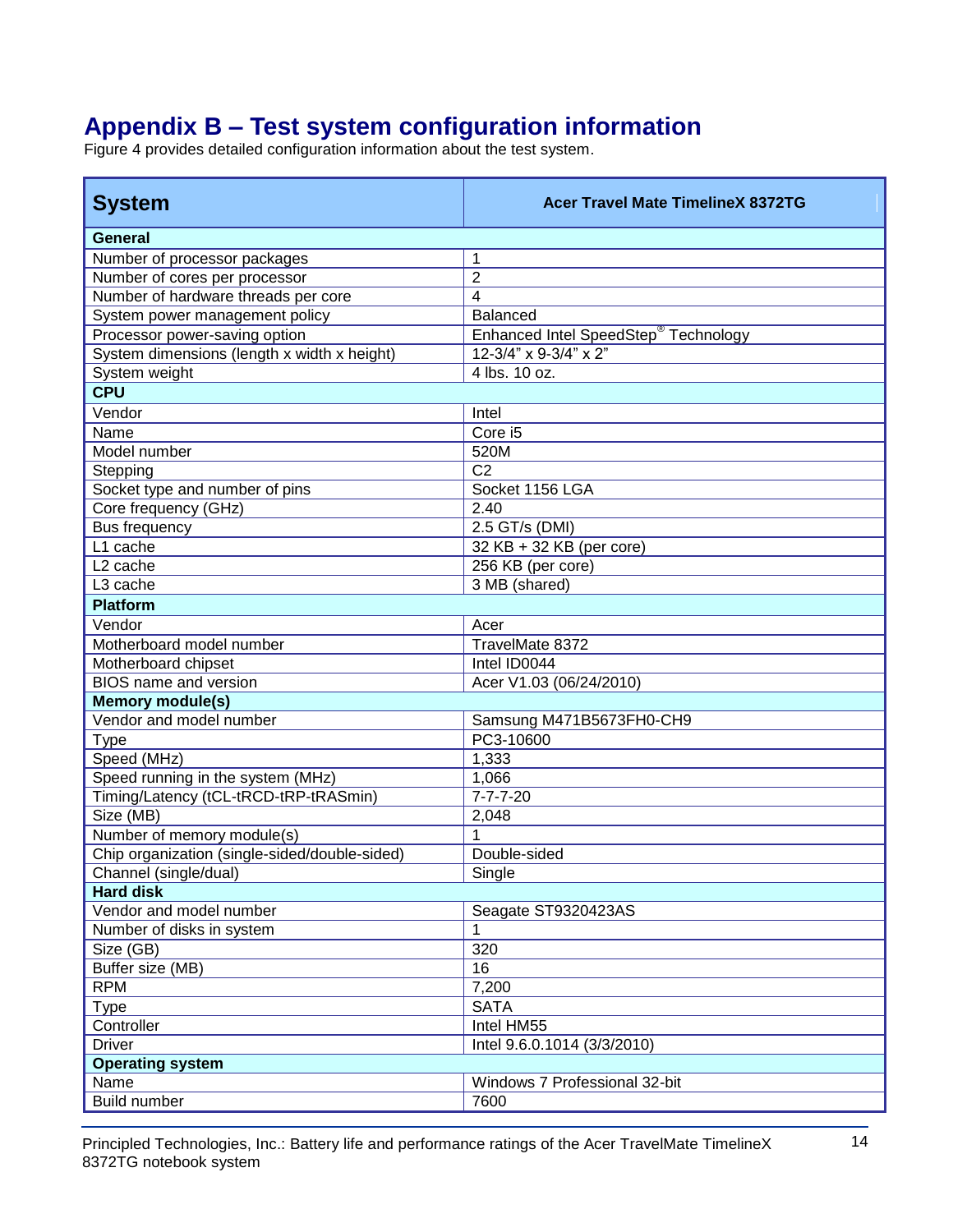# Appendix B – Test system configuration information

Figure 4 provides detailed configuration information about the test system.

| System | Acer Travel Mate TimelineX 8372TG |
|---|---|
| **General** | |
| Number of processor packages | 1 |
| Number of cores per processor | 2 |
| Number of hardware threads per core | 4 |
| System power management policy | Balanced |
| Processor power-saving option | Enhanced Intel SpeedStep® Technology |
| System dimensions (length x width x height) | 12-3/4" x 9-3/4" x 2" |
| System weight | 4 lbs. 10 oz. |
| **CPU** | |
| Vendor | Intel |
| Name | Core i5 |
| Model number | 520M |
| Stepping | C2 |
| Socket type and number of pins | Socket 1156 LGA |
| Core frequency (GHz) | 2.40 |
| Bus frequency | 2.5 GT/s (DMI) |
| L1 cache | 32 KB + 32 KB (per core) |
| L2 cache | 256 KB (per core) |
| L3 cache | 3 MB (shared) |
| **Platform** | |
| Vendor | Acer |
| Motherboard model number | TravelMate 8372 |
| Motherboard chipset | Intel ID0044 |
| BIOS name and version | Acer V1.03 (06/24/2010) |
| **Memory module(s)** | |
| Vendor and model number | Samsung M471B5673FH0-CH9 |
| Type | PC3-10600 |
| Speed (MHz) | 1,333 |
| Speed running in the system (MHz) | 1,066 |
| Timing/Latency (tCL-tRCD-tRP-tRASmin) | 7-7-7-20 |
| Size (MB) | 2,048 |
| Number of memory module(s) | 1 |
| Chip organization (single-sided/double-sided) | Double-sided |
| Channel (single/dual) | Single |
| **Hard disk** | |
| Vendor and model number | Seagate ST9320423AS |
| Number of disks in system | 1 |
| Size (GB) | 320 |
| Buffer size (MB) | 16 |
| RPM | 7,200 |
| Type | SATA |
| Controller | Intel HM55 |
| Driver | Intel 9.6.0.1014 (3/3/2010) |
| **Operating system** | |
| Name | Windows 7 Professional 32-bit |
| Build number | 7600 |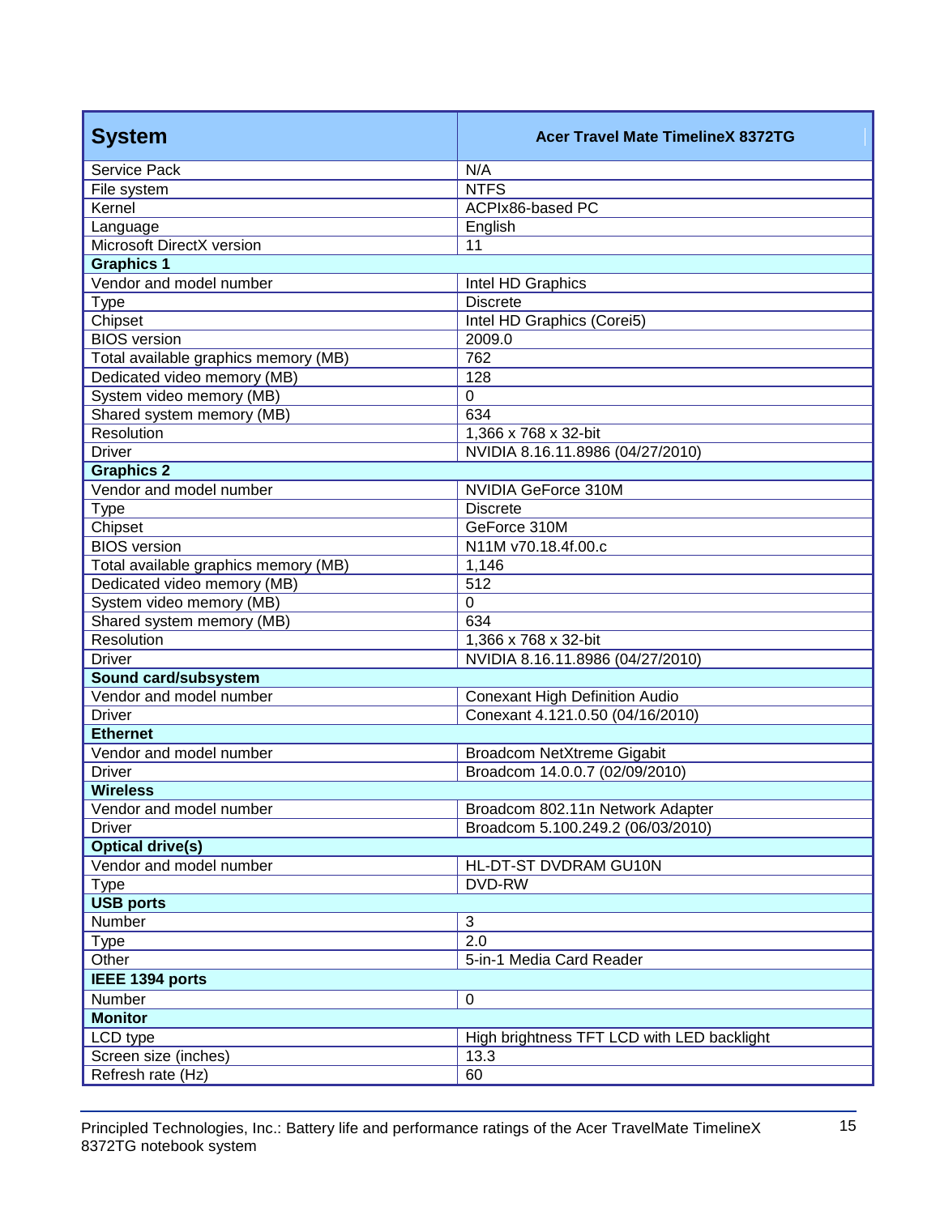| System | Acer Travel Mate TimelineX 8372TG |
|---|---|
| Service Pack | N/A |
| File system | NTFS |
| Kernel | ACPIx86-based PC |
| Language | English |
| Microsoft DirectX version | 11 |
| **Graphics 1** | |
| Vendor and model number | Intel HD Graphics |
| Type | Discrete |
| Chipset | Intel HD Graphics (Corei5) |
| BIOS version | 2009.0 |
| Total available graphics memory (MB) | 762 |
| Dedicated video memory (MB) | 128 |
| System video memory (MB) | 0 |
| Shared system memory (MB) | 634 |
| Resolution | 1,366 x 768 x 32-bit |
| Driver | NVIDIA 8.16.11.8986 (04/27/2010) |
| **Graphics 2** | |
| Vendor and model number | NVIDIA GeForce 310M |
| Type | Discrete |
| Chipset | GeForce 310M |
| BIOS version | N11M v70.18.4f.00.c |
| Total available graphics memory (MB) | 1,146 |
| Dedicated video memory (MB) | 512 |
| System video memory (MB) | 0 |
| Shared system memory (MB) | 634 |
| Resolution | 1,366 x 768 x 32-bit |
| Driver | NVIDIA 8.16.11.8986 (04/27/2010) |
| **Sound card/subsystem** | |
| Vendor and model number | Conexant High Definition Audio |
| Driver | Conexant 4.121.0.50 (04/16/2010) |
| **Ethernet** | |
| Vendor and model number | Broadcom NetXtreme Gigabit |
| Driver | Broadcom 14.0.0.7 (02/09/2010) |
| **Wireless** | |
| Vendor and model number | Broadcom 802.11n Network Adapter |
| Driver | Broadcom 5.100.249.2 (06/03/2010) |
| **Optical drive(s)** | |
| Vendor and model number | HL-DT-ST DVDRAM GU10N |
| Type | DVD-RW |
| **USB ports** | |
| Number | 3 |
| Type | 2.0 |
| Other | 5-in-1 Media Card Reader |
| **IEEE 1394 ports** | |
| Number | 0 |
| **Monitor** | |
| LCD type | High brightness TFT LCD with LED backlight |
| Screen size (inches) | 13.3 |
| Refresh rate (Hz) | 60 |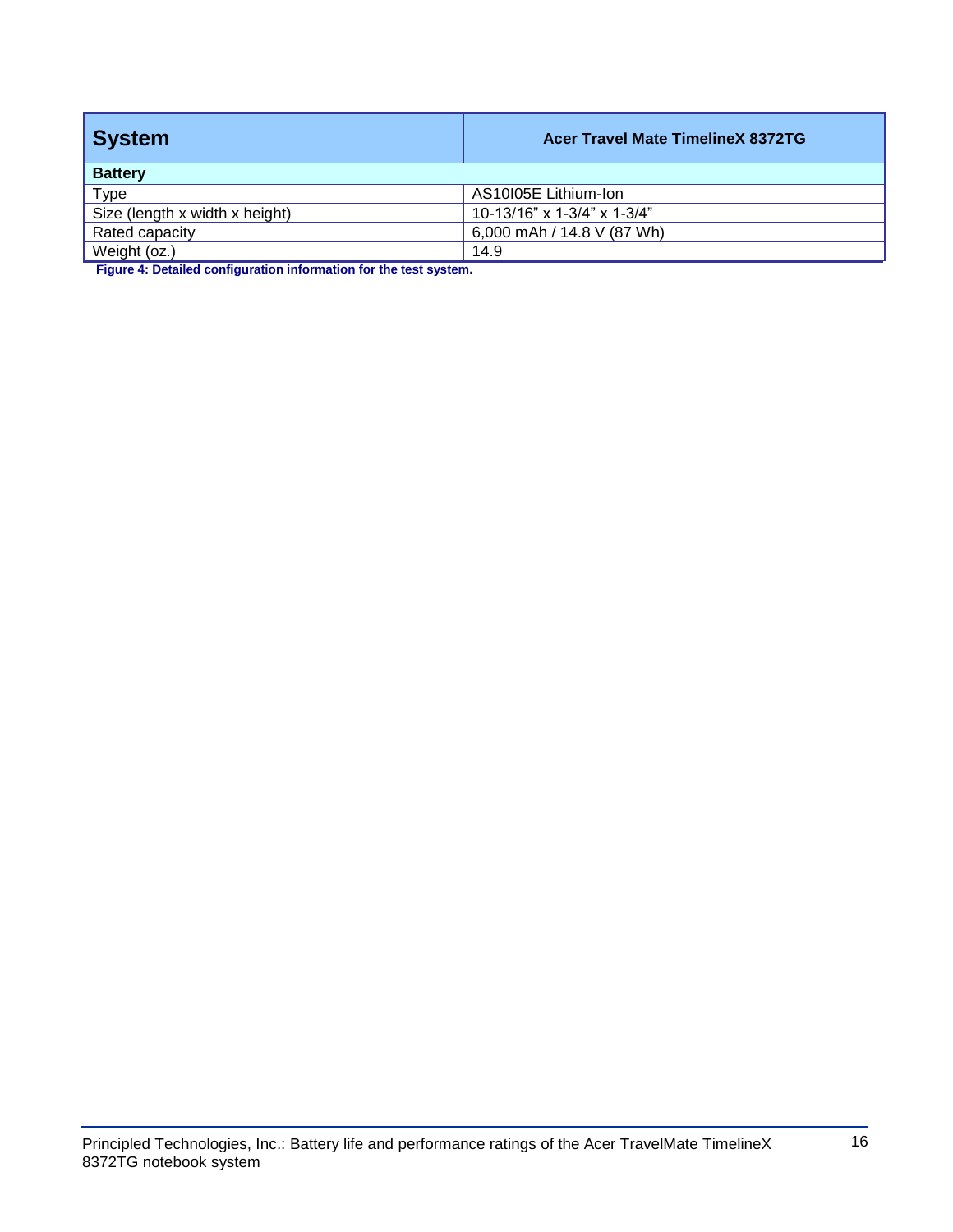| System | Acer Travel Mate TimelineX 8372TG |
| --- | --- |
| **Battery** | |
| Type | AS10I05E Lithium-Ion |
| Size (length x width x height) | 10-13/16” x 1-3/4” x 1-3/4” |
| Rated capacity | 6,000 mAh / 14.8 V (87 Wh) |
| Weight (oz.) | 14.9 |

**Figure 4: Detailed configuration information for the test system.**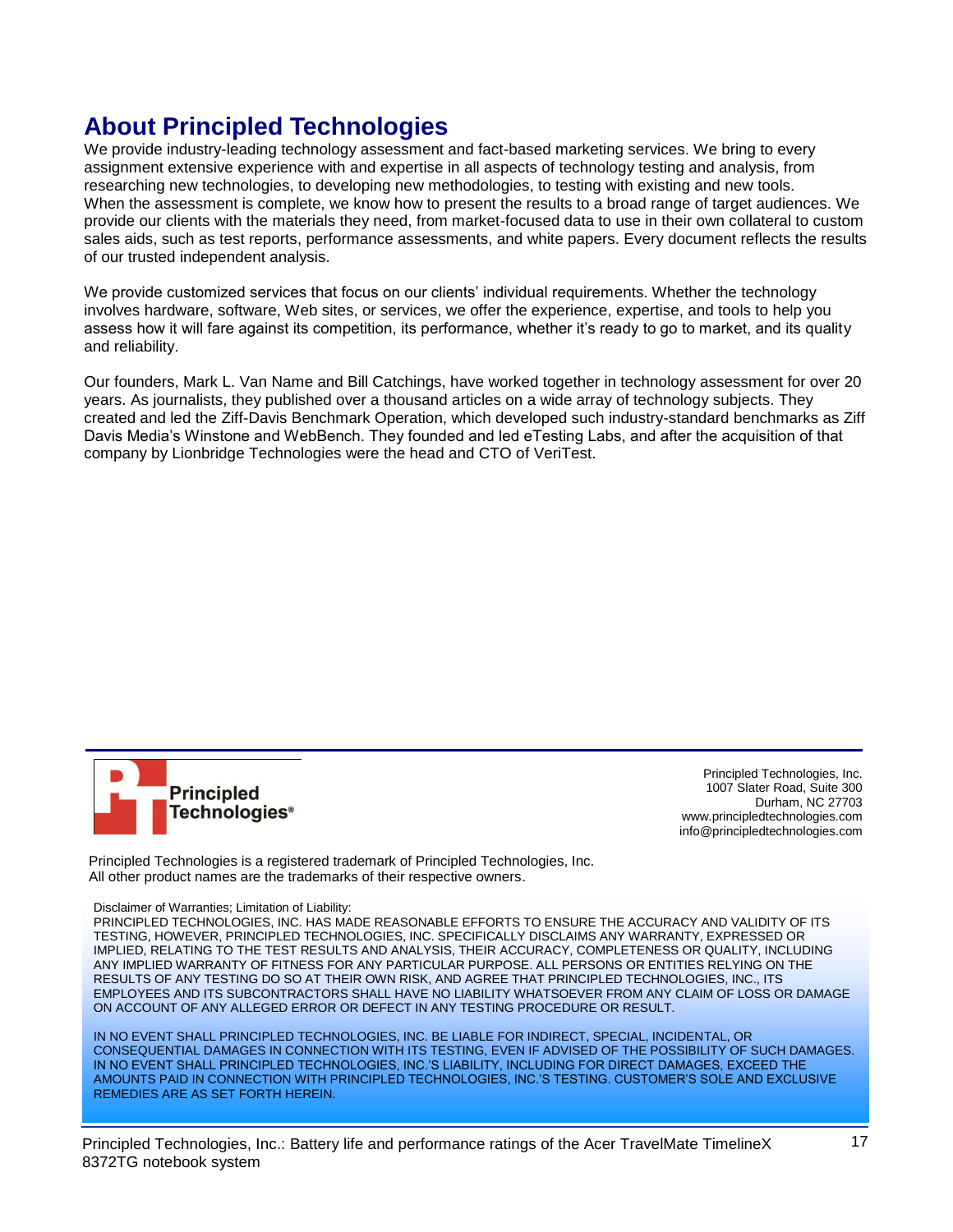# About Principled Technologies

We provide industry-leading technology assessment and fact-based marketing services. We bring to every assignment extensive experience with and expertise in all aspects of technology testing and analysis, from researching new technologies, to developing new methodologies, to testing with existing and new tools.
When the assessment is complete, we know how to present the results to a broad range of target audiences. We provide our clients with the materials they need, from market-focused data to use in their own collateral to custom sales aids, such as test reports, performance assessments, and white papers. Every document reflects the results of our trusted independent analysis.

We provide customized services that focus on our clients' individual requirements. Whether the technology involves hardware, software, Web sites, or services, we offer the experience, expertise, and tools to help you assess how it will fare against its competition, its performance, whether it's ready to go to market, and its quality and reliability.

Our founders, Mark L. Van Name and Bill Catchings, have worked together in technology assessment for over 20 years. As journalists, they published over a thousand articles on a wide array of technology subjects. They created and led the Ziff-Davis Benchmark Operation, which developed such industry-standard benchmarks as Ziff Davis Media's Winstone and WebBench. They founded and led eTesting Labs, and after the acquisition of that company by Lionbridge Technologies were the head and CTO of VeriTest.

Principled Technologies®

Principled Technologies, Inc.
1007 Slater Road, Suite 300
Durham, NC 27703
www.principledtechnologies.com
info@principledtechnologies.com

Principled Technologies is a registered trademark of Principled Technologies, Inc.
All other product names are the trademarks of their respective owners.

Disclaimer of Warranties; Limitation of Liability:
PRINCIPLED TECHNOLOGIES, INC. HAS MADE REASONABLE EFFORTS TO ENSURE THE ACCURACY AND VALIDITY OF ITS TESTING, HOWEVER, PRINCIPLED TECHNOLOGIES, INC. SPECIFICALLY DISCLAIMS ANY WARRANTY, EXPRESSED OR IMPLIED, RELATING TO THE TEST RESULTS AND ANALYSIS, THEIR ACCURACY, COMPLETENESS OR QUALITY, INCLUDING ANY IMPLIED WARRANTY OF FITNESS FOR ANY PARTICULAR PURPOSE. ALL PERSONS OR ENTITIES RELYING ON THE RESULTS OF ANY TESTING DO SO AT THEIR OWN RISK, AND AGREE THAT PRINCIPLED TECHNOLOGIES, INC., ITS EMPLOYEES AND ITS SUBCONTRACTORS SHALL HAVE NO LIABILITY WHATSOEVER FROM ANY CLAIM OF LOSS OR DAMAGE ON ACCOUNT OF ANY ALLEGED ERROR OR DEFECT IN ANY TESTING PROCEDURE OR RESULT.

IN NO EVENT SHALL PRINCIPLED TECHNOLOGIES, INC. BE LIABLE FOR INDIRECT, SPECIAL, INCIDENTAL, OR CONSEQUENTIAL DAMAGES IN CONNECTION WITH ITS TESTING, EVEN IF ADVISED OF THE POSSIBILITY OF SUCH DAMAGES. IN NO EVENT SHALL PRINCIPLED TECHNOLOGIES, INC.'S LIABILITY, INCLUDING FOR DIRECT DAMAGES, EXCEED THE AMOUNTS PAID IN CONNECTION WITH PRINCIPLED TECHNOLOGIES, INC.'S TESTING. CUSTOMER'S SOLE AND EXCLUSIVE REMEDIES ARE AS SET FORTH HEREIN.